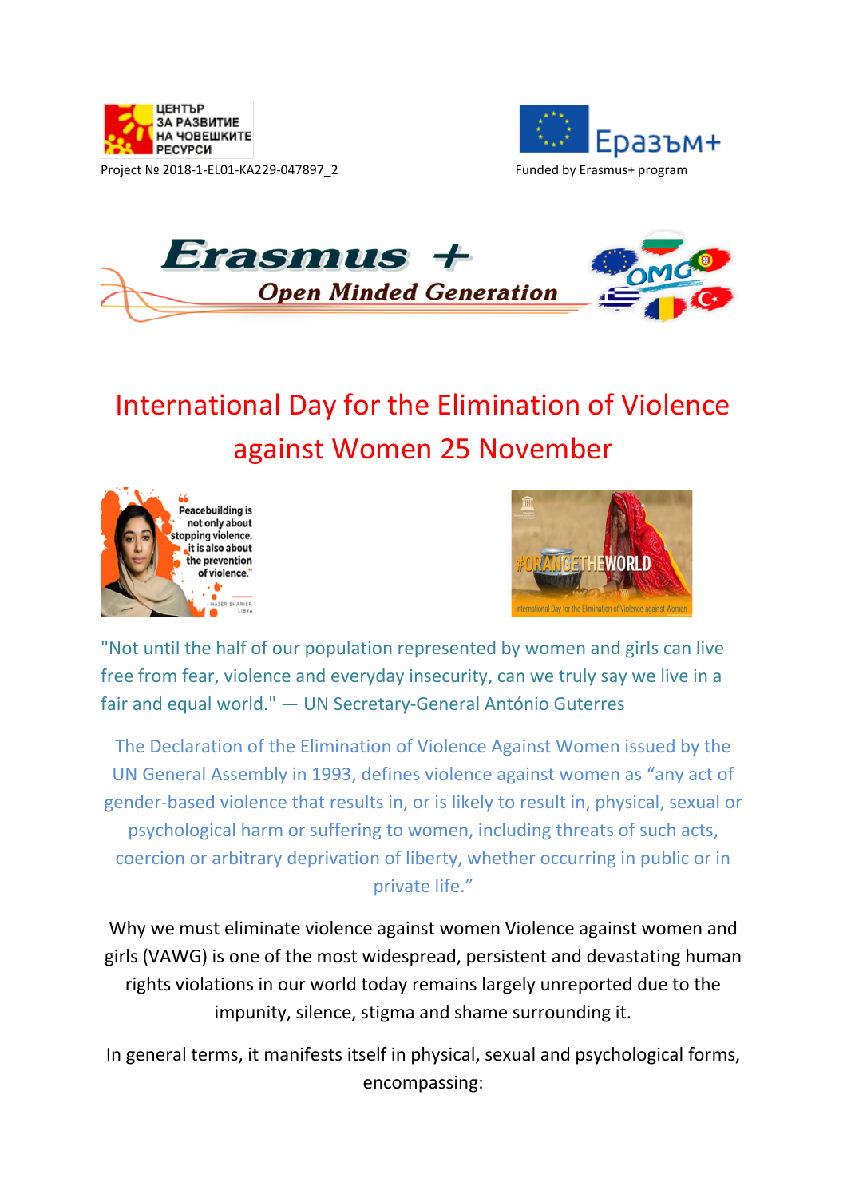ЦЕНТЪР ЗА РАЗВИТИЕ НА ЧОВЕШКИТЕ РЕСУРСИ

Project № 2018-1-EL01-KA229-047897_2

Еразъм+

Funded by Erasmus+ program

Erasmus + Open Minded Generation

# International Day for the Elimination of Violence against Women 25 November

"Not until the half of our population represented by women and girls can live free from fear, violence and everyday insecurity, can we truly say we live in a fair and equal world." — UN Secretary-General António Guterres

The Declaration of the Elimination of Violence Against Women issued by the UN General Assembly in 1993, defines violence against women as "any act of gender-based violence that results in, or is likely to result in, physical, sexual or psychological harm or suffering to women, including threats of such acts, coercion or arbitrary deprivation of liberty, whether occurring in public or in private life."

Why we must eliminate violence against women Violence against women and girls (VAWG) is one of the most widespread, persistent and devastating human rights violations in our world today remains largely unreported due to the impunity, silence, stigma and shame surrounding it.

In general terms, it manifests itself in physical, sexual and psychological forms, encompassing: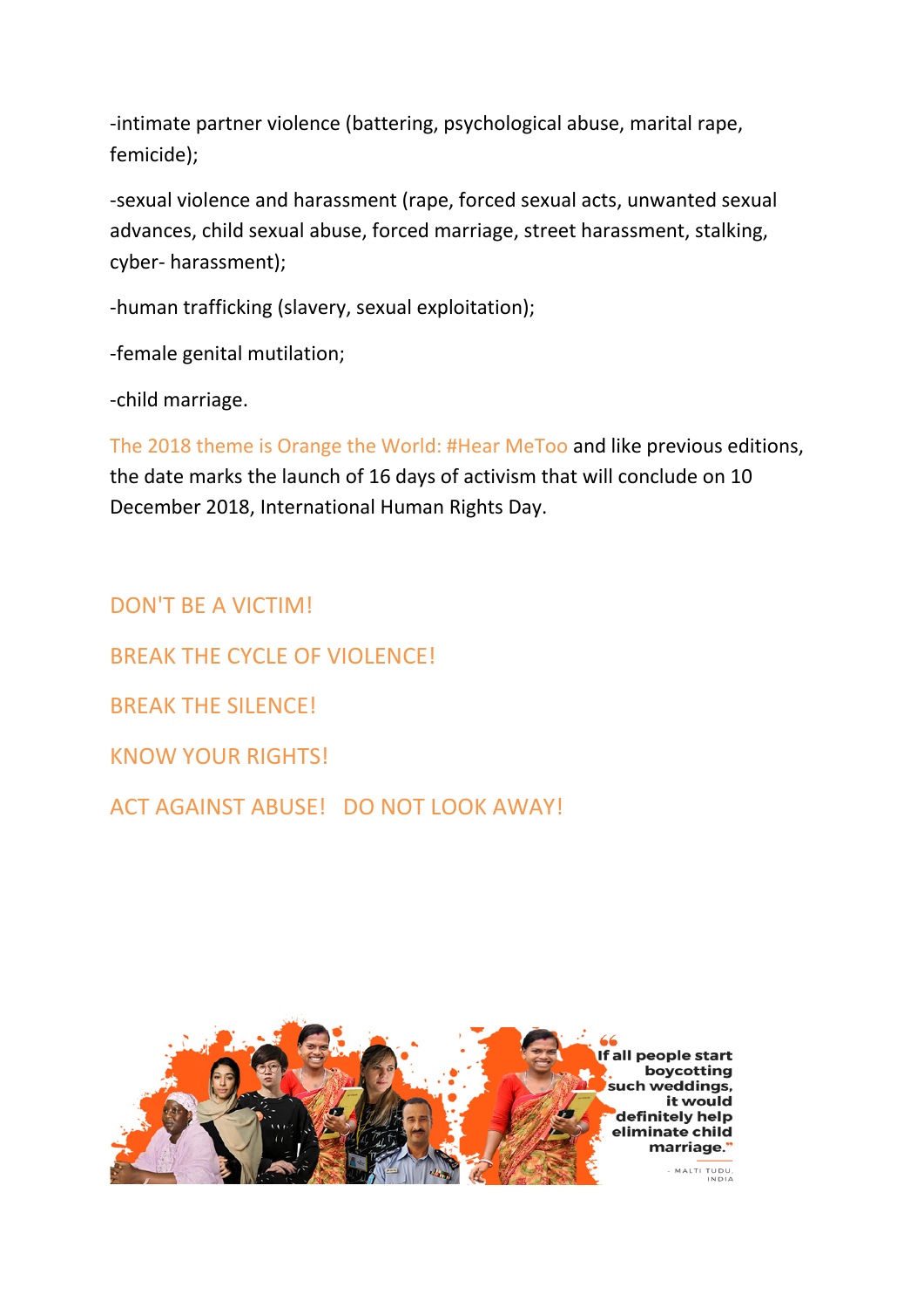-intimate partner violence (battering, psychological abuse, marital rape, femicide);

-sexual violence and harassment (rape, forced sexual acts, unwanted sexual advances, child sexual abuse, forced marriage, street harassment, stalking, cyber- harassment);

-human trafficking (slavery, sexual exploitation);

-female genital mutilation;

-child marriage.

The 2018 theme is Orange the World: #Hear MeToo and like previous editions, the date marks the launch of 16 days of activism that will conclude on 10 December 2018, International Human Rights Day.

DON'T BE A VICTIM!

BREAK THE CYCLE OF VIOLENCE!

BREAK THE SILENCE!

KNOW YOUR RIGHTS!

ACT AGAINST ABUSE!   DO NOT LOOK AWAY!